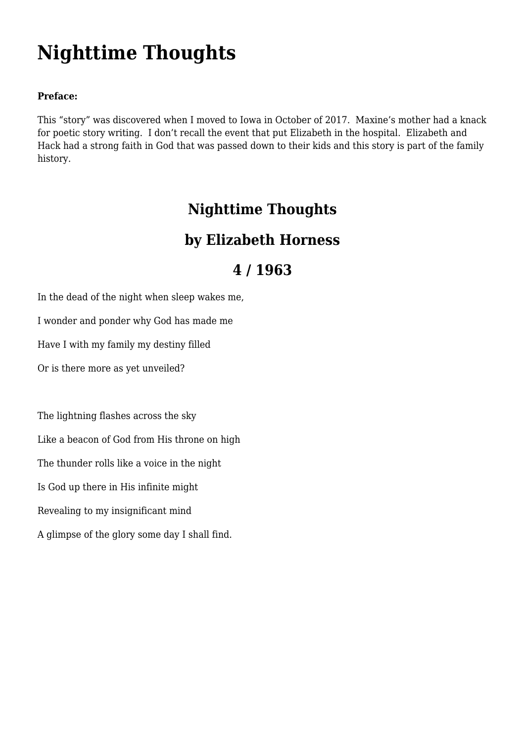# Nighttime Thoughts

**Preface:**

This “story” was discovered when I moved to Iowa in October of 2017.  Maxine’s mother had a knack for poetic story writing.  I don’t recall the event that put Elizabeth in the hospital.  Elizabeth and Hack had a strong faith in God that was passed down to their kids and this story is part of the family history.

## Nighttime Thoughts

## by Elizabeth Horness

## 4 / 1963

In the dead of the night when sleep wakes me,

I wonder and ponder why God has made me

Have I with my family my destiny filled

Or is there more as yet unveiled?

The lightning flashes across the sky

Like a beacon of God from His throne on high

The thunder rolls like a voice in the night

Is God up there in His infinite might

Revealing to my insignificant mind

A glimpse of the glory some day I shall find.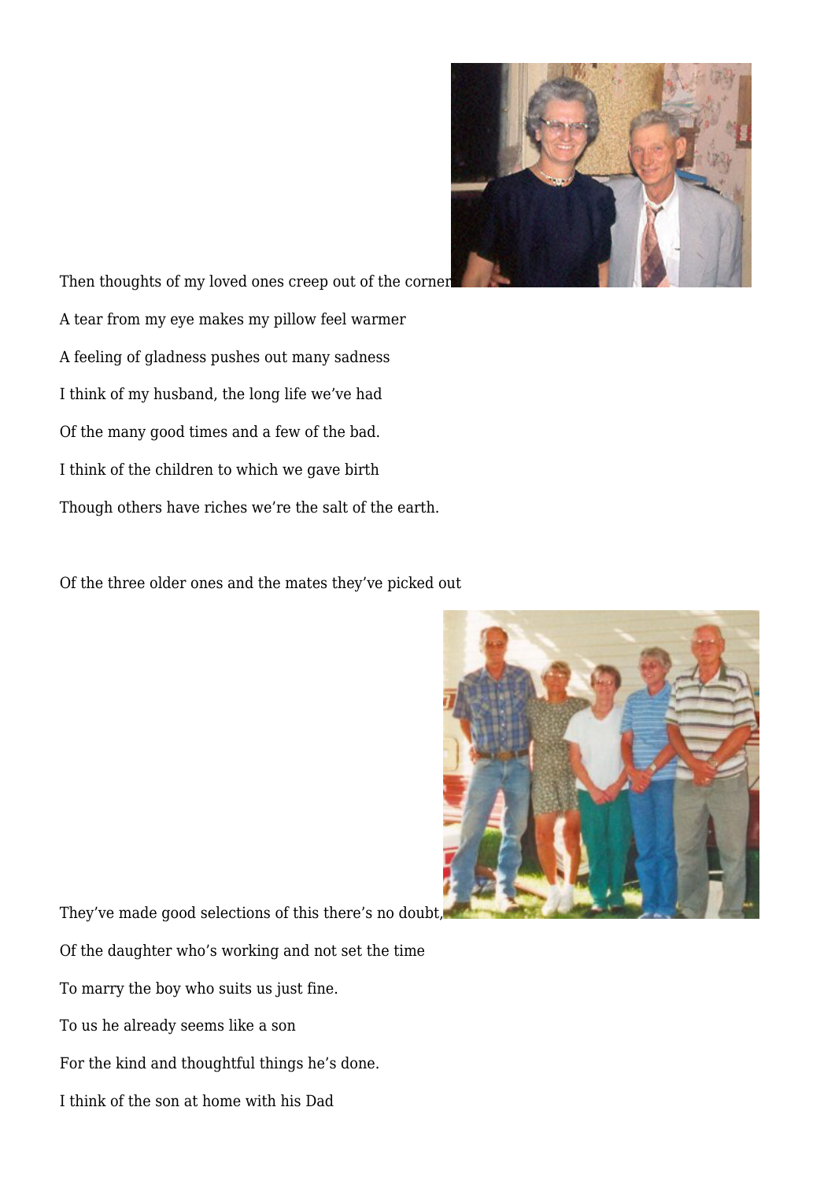Then thoughts of my loved ones creep out of the corner

A tear from my eye makes my pillow feel warmer

A feeling of gladness pushes out many sadness

I think of my husband, the long life we've had

Of the many good times and a few of the bad.

I think of the children to which we gave birth

Though others have riches we're the salt of the earth.

Of the three older ones and the mates they've picked out

They've made good selections of this there's no doubt,

Of the daughter who's working and not set the time

To marry the boy who suits us just fine.

To us he already seems like a son

For the kind and thoughtful things he's done.

I think of the son at home with his Dad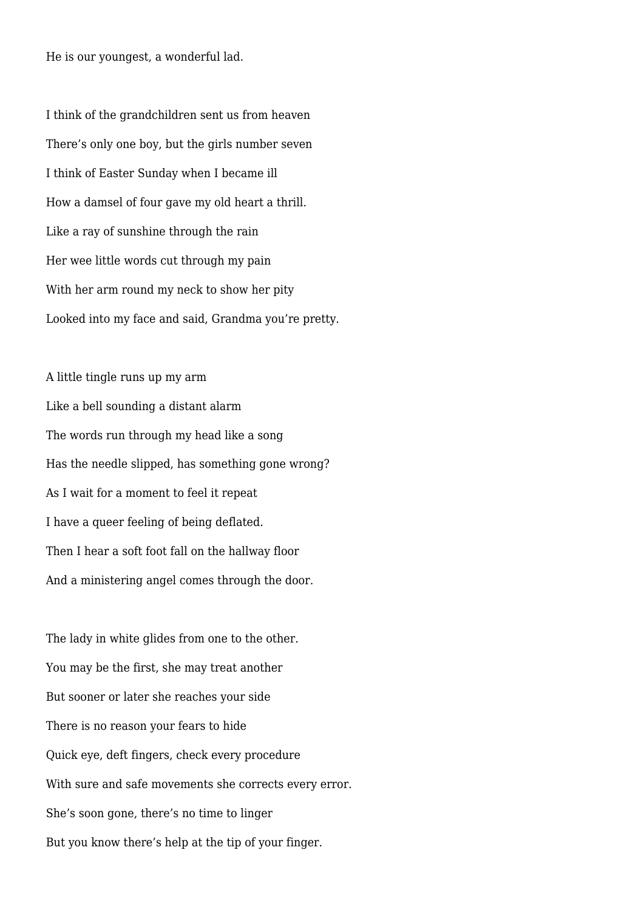He is our youngest, a wonderful lad.

I think of the grandchildren sent us from heaven

There's only one boy, but the girls number seven

I think of Easter Sunday when I became ill

How a damsel of four gave my old heart a thrill.

Like a ray of sunshine through the rain

Her wee little words cut through my pain

With her arm round my neck to show her pity

Looked into my face and said, Grandma you're pretty.

A little tingle runs up my arm

Like a bell sounding a distant alarm

The words run through my head like a song

Has the needle slipped, has something gone wrong?

As I wait for a moment to feel it repeat

I have a queer feeling of being deflated.

Then I hear a soft foot fall on the hallway floor

And a ministering angel comes through the door.

The lady in white glides from one to the other.

You may be the first, she may treat another

But sooner or later she reaches your side

There is no reason your fears to hide

Quick eye, deft fingers, check every procedure

With sure and safe movements she corrects every error.

She's soon gone, there's no time to linger

But you know there's help at the tip of your finger.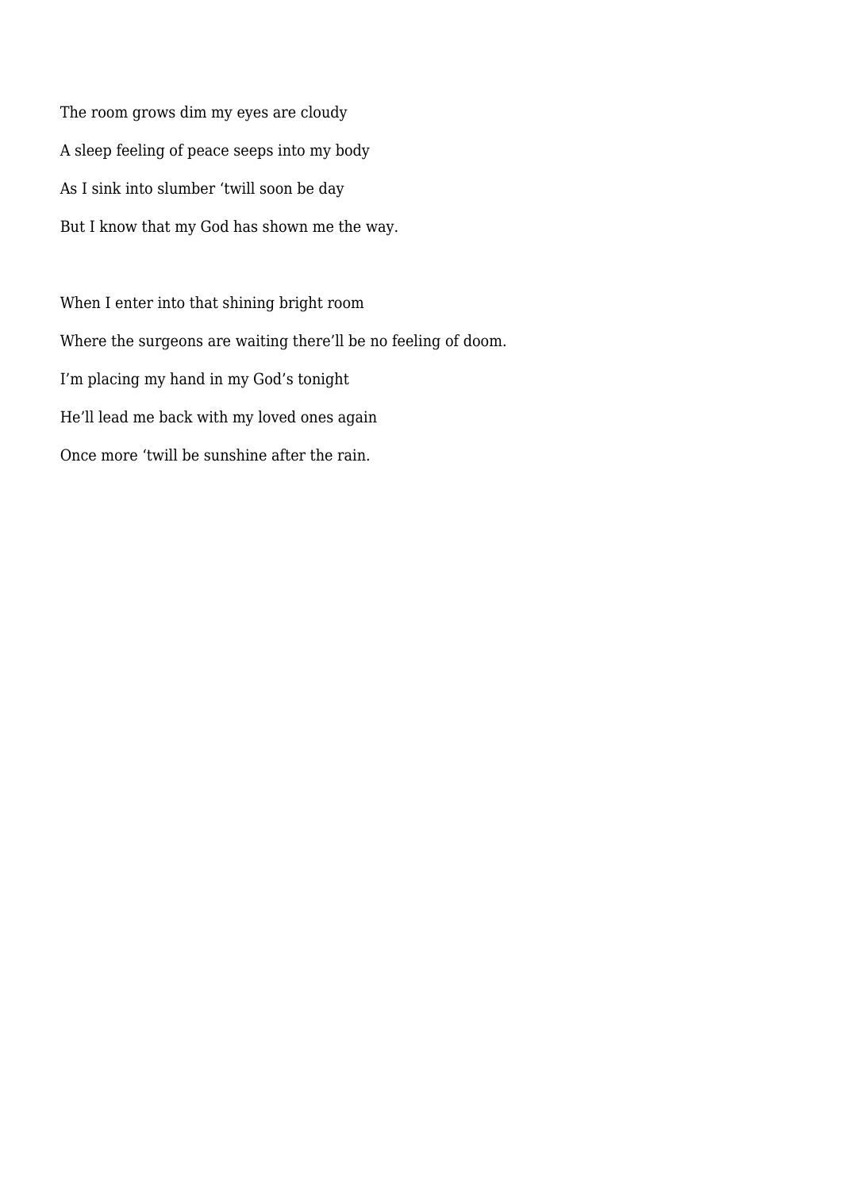The room grows dim my eyes are cloudy

A sleep feeling of peace seeps into my body

As I sink into slumber ‘twill soon be day

But I know that my God has shown me the way.

When I enter into that shining bright room

Where the surgeons are waiting there’ll be no feeling of doom.

I’m placing my hand in my God’s tonight

He’ll lead me back with my loved ones again

Once more ‘twill be sunshine after the rain.